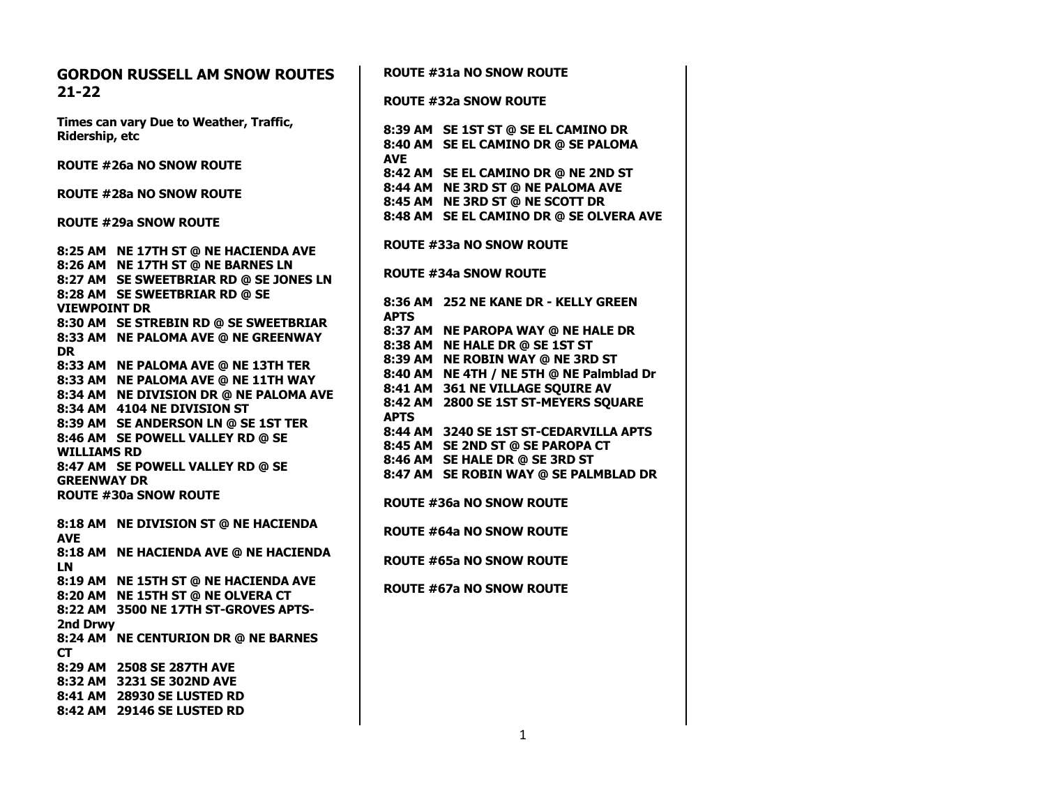# GORDON RUSSELL AM SNOW ROUTES 21-22

**Times can vary Due to Weather, Traffic, Ridership, etc**

**ROUTE #26a NO SNOW ROUTE**

**ROUTE #28a NO SNOW ROUTE**

**ROUTE #29a SNOW ROUTE**

**8:25 AM NE 17TH ST @ NE HACIENDA AVE**
**8:26 AM NE 17TH ST @ NE BARNES LN**
**8:27 AM SE SWEETBRIAR RD @ SE JONES LN**
**8:28 AM SE SWEETBRIAR RD @ SE VIEWPOINT DR**
**8:30 AM SE STREBIN RD @ SE SWEETBRIAR**
**8:33 AM NE PALOMA AVE @ NE GREENWAY DR**
**8:33 AM NE PALOMA AVE @ NE 13TH TER**
**8:33 AM NE PALOMA AVE @ NE 11TH WAY**
**8:34 AM NE DIVISION DR @ NE PALOMA AVE**
**8:34 AM 4104 NE DIVISION ST**
**8:39 AM SE ANDERSON LN @ SE 1ST TER**
**8:46 AM SE POWELL VALLEY RD @ SE WILLIAMS RD**
**8:47 AM SE POWELL VALLEY RD @ SE GREENWAY DR**

**ROUTE #30a SNOW ROUTE**

**8:18 AM NE DIVISION ST @ NE HACIENDA AVE**
**8:18 AM NE HACIENDA AVE @ NE HACIENDA LN**
**8:19 AM NE 15TH ST @ NE HACIENDA AVE**
**8:20 AM NE 15TH ST @ NE OLVERA CT**
**8:22 AM 3500 NE 17TH ST-GROVES APTS-2nd Drwy**
**8:24 AM NE CENTURION DR @ NE BARNES CT**
**8:29 AM 2508 SE 287TH AVE**
**8:32 AM 3231 SE 302ND AVE**
**8:41 AM 28930 SE LUSTED RD**
**8:42 AM 29146 SE LUSTED RD**

**ROUTE #31a NO SNOW ROUTE**

**ROUTE #32a SNOW ROUTE**

**8:39 AM SE 1ST ST @ SE EL CAMINO DR**
**8:40 AM SE EL CAMINO DR @ SE PALOMA AVE**
**8:42 AM SE EL CAMINO DR @ NE 2ND ST**
**8:44 AM NE 3RD ST @ NE PALOMA AVE**
**8:45 AM NE 3RD ST @ NE SCOTT DR**
**8:48 AM SE EL CAMINO DR @ SE OLVERA AVE**

**ROUTE #33a NO SNOW ROUTE**

**ROUTE #34a SNOW ROUTE**

**8:36 AM 252 NE KANE DR - KELLY GREEN APTS**
**8:37 AM NE PAROPA WAY @ NE HALE DR**
**8:38 AM NE HALE DR @ SE 1ST ST**
**8:39 AM NE ROBIN WAY @ NE 3RD ST**
**8:40 AM NE 4TH / NE 5TH @ NE Palmblad Dr**
**8:41 AM 361 NE VILLAGE SQUIRE AV**
**8:42 AM 2800 SE 1ST ST-MEYERS SQUARE APTS**
**8:44 AM 3240 SE 1ST ST-CEDARVILLA APTS**
**8:45 AM SE 2ND ST @ SE PAROPA CT**
**8:46 AM SE HALE DR @ SE 3RD ST**
**8:47 AM SE ROBIN WAY @ SE PALMBLAD DR**

**ROUTE #36a NO SNOW ROUTE**

**ROUTE #64a NO SNOW ROUTE**

**ROUTE #65a NO SNOW ROUTE**

**ROUTE #67a NO SNOW ROUTE**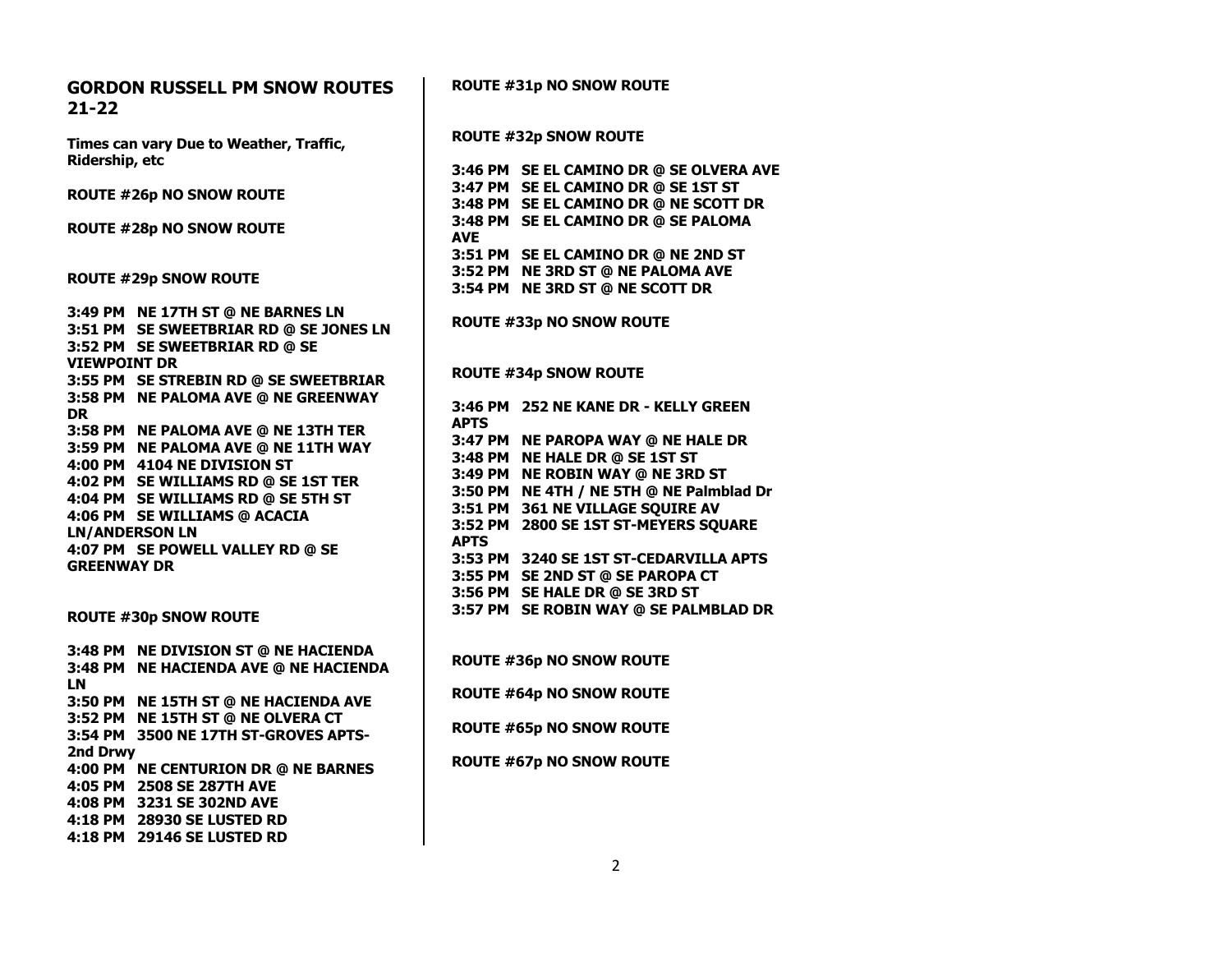## GORDON RUSSELL PM SNOW ROUTES 21-22

**Times can vary Due to Weather, Traffic, Ridership, etc**

**ROUTE #26p NO SNOW ROUTE**

**ROUTE #28p NO SNOW ROUTE**

**ROUTE #29p SNOW ROUTE**

**3:49 PM NE 17TH ST @ NE BARNES LN**
**3:51 PM SE SWEETBRIAR RD @ SE JONES LN**
**3:52 PM SE SWEETBRIAR RD @ SE VIEWPOINT DR**
**3:55 PM SE STREBIN RD @ SE SWEETBRIAR**
**3:58 PM NE PALOMA AVE @ NE GREENWAY DR**
**3:58 PM NE PALOMA AVE @ NE 13TH TER**
**3:59 PM NE PALOMA AVE @ NE 11TH WAY**
**4:00 PM 4104 NE DIVISION ST**
**4:02 PM SE WILLIAMS RD @ SE 1ST TER**
**4:04 PM SE WILLIAMS RD @ SE 5TH ST**
**4:06 PM SE WILLIAMS @ ACACIA LN/ANDERSON LN**
**4:07 PM SE POWELL VALLEY RD @ SE GREENWAY DR**

**ROUTE #30p SNOW ROUTE**

**3:48 PM NE DIVISION ST @ NE HACIENDA**
**3:48 PM NE HACIENDA AVE @ NE HACIENDA LN**
**3:50 PM NE 15TH ST @ NE HACIENDA AVE**
**3:52 PM NE 15TH ST @ NE OLVERA CT**
**3:54 PM 3500 NE 17TH ST-GROVES APTS-2nd Drwy**
**4:00 PM NE CENTURION DR @ NE BARNES**
**4:05 PM 2508 SE 287TH AVE**
**4:08 PM 3231 SE 302ND AVE**
**4:18 PM 28930 SE LUSTED RD**
**4:18 PM 29146 SE LUSTED RD**

**ROUTE #31p NO SNOW ROUTE**

**ROUTE #32p SNOW ROUTE**

**3:46 PM SE EL CAMINO DR @ SE OLVERA AVE**
**3:47 PM SE EL CAMINO DR @ SE 1ST ST**
**3:48 PM SE EL CAMINO DR @ NE SCOTT DR**
**3:48 PM SE EL CAMINO DR @ SE PALOMA AVE**
**3:51 PM SE EL CAMINO DR @ NE 2ND ST**
**3:52 PM NE 3RD ST @ NE PALOMA AVE**
**3:54 PM NE 3RD ST @ NE SCOTT DR**

**ROUTE #33p NO SNOW ROUTE**

**ROUTE #34p SNOW ROUTE**

**3:46 PM 252 NE KANE DR - KELLY GREEN APTS**
**3:47 PM NE PAROPA WAY @ NE HALE DR**
**3:48 PM NE HALE DR @ SE 1ST ST**
**3:49 PM NE ROBIN WAY @ NE 3RD ST**
**3:50 PM NE 4TH / NE 5TH @ NE Palmblad Dr**
**3:51 PM 361 NE VILLAGE SQUIRE AV**
**3:52 PM 2800 SE 1ST ST-MEYERS SQUARE APTS**
**3:53 PM 3240 SE 1ST ST-CEDARVILLA APTS**
**3:55 PM SE 2ND ST @ SE PAROPA CT**
**3:56 PM SE HALE DR @ SE 3RD ST**
**3:57 PM SE ROBIN WAY @ SE PALMBLAD DR**

**ROUTE #36p NO SNOW ROUTE**

**ROUTE #64p NO SNOW ROUTE**

**ROUTE #65p NO SNOW ROUTE**

**ROUTE #67p NO SNOW ROUTE**